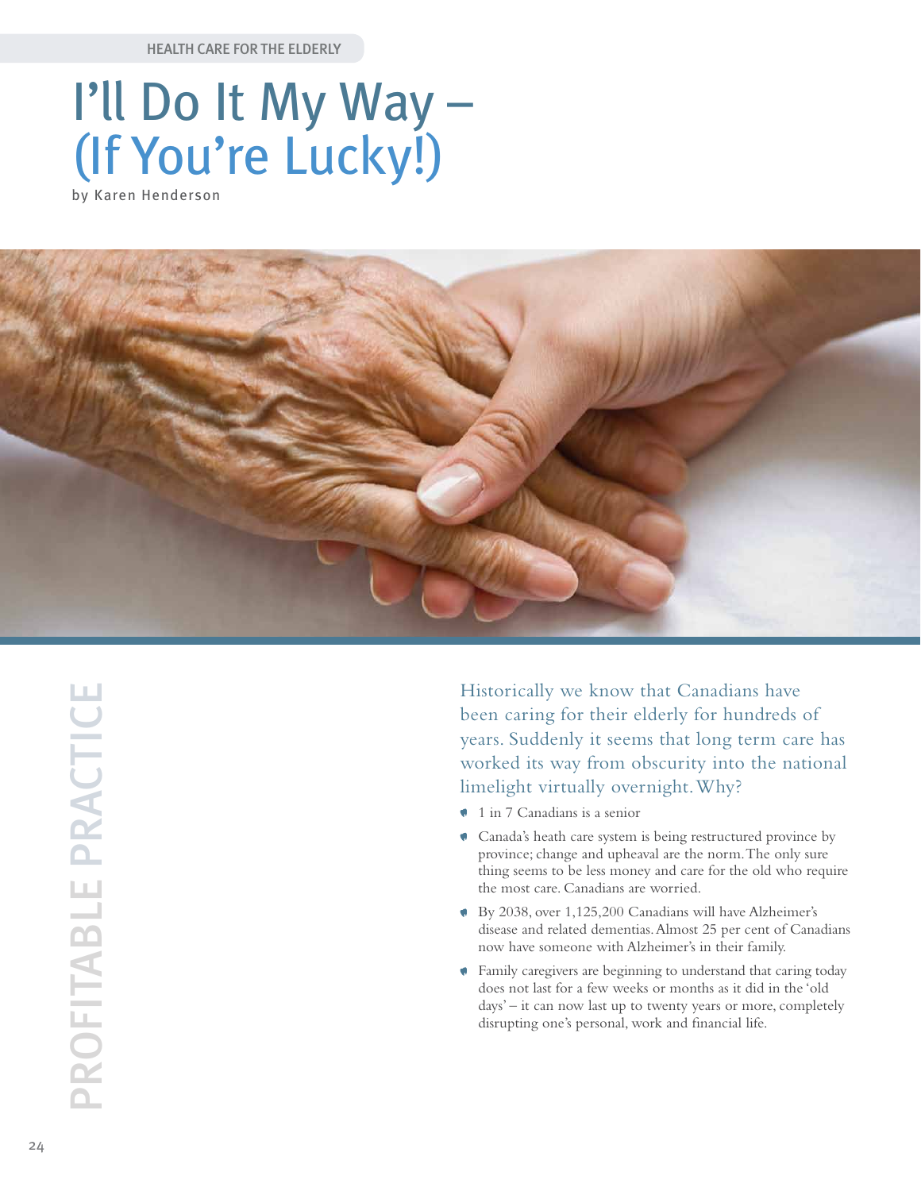HEALTH CARE FOR THE ELDERLY

# I'll Do It My Way – (If You're Lucky!)

by Karen Henderson

Historically we know that Canadians have been caring for their elderly for hundreds of years. Suddenly it seems that long term care has worked its way from obscurity into the national limelight virtually overnight. Why?

- 1 in 7 Canadians is a senior
- Canada's heath care system is being restructured province by province; change and upheaval are the norm. The only sure thing seems to be less money and care for the old who require the most care. Canadians are worried.
- By 2038, over 1,125,200 Canadians will have Alzheimer's disease and related dementias. Almost 25 per cent of Canadians now have someone with Alzheimer's in their family.
- Family caregivers are beginning to understand that caring today does not last for a few weeks or months as it did in the 'old days' – it can now last up to twenty years or more, completely disrupting one's personal, work and financial life.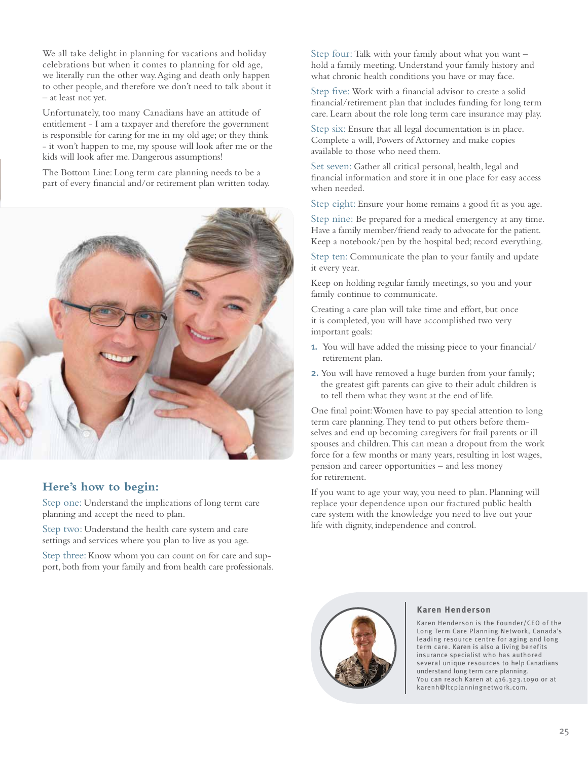We all take delight in planning for vacations and holiday celebrations but when it comes to planning for old age, we literally run the other way. Aging and death only happen to other people, and therefore we don't need to talk about it – at least not yet.

Unfortunately, too many Canadians have an attitude of entitlement - I am a taxpayer and therefore the government is responsible for caring for me in my old age; or they think - it won't happen to me, my spouse will look after me or the kids will look after me. Dangerous assumptions!

The Bottom Line: Long term care planning needs to be a part of every financial and/or retirement plan written today.

## Here's how to begin:

Step one: Understand the implications of long term care planning and accept the need to plan.

Step two: Understand the health care system and care settings and services where you plan to live as you age.

Step three: Know whom you can count on for care and support, both from your family and from health care professionals.

Step four: Talk with your family about what you want – hold a family meeting. Understand your family history and what chronic health conditions you have or may face.

Step five: Work with a financial advisor to create a solid financial/retirement plan that includes funding for long term care. Learn about the role long term care insurance may play.

Step six: Ensure that all legal documentation is in place. Complete a will, Powers of Attorney and make copies available to those who need them.

Set seven: Gather all critical personal, health, legal and financial information and store it in one place for easy access when needed.

Step eight: Ensure your home remains a good fit as you age.

Step nine: Be prepared for a medical emergency at any time. Have a family member/friend ready to advocate for the patient. Keep a notebook/pen by the hospital bed; record everything.

Step ten: Communicate the plan to your family and update it every year.

Keep on holding regular family meetings, so you and your family continue to communicate.

Creating a care plan will take time and effort, but once it is completed, you will have accomplished two very important goals:

1. You will have added the missing piece to your financial/ retirement plan.
2. You will have removed a huge burden from your family; the greatest gift parents can give to their adult children is to tell them what they want at the end of life.

One final point: Women have to pay special attention to long term care planning. They tend to put others before themselves and end up becoming caregivers for frail parents or ill spouses and children. This can mean a dropout from the work force for a few months or many years, resulting in lost wages, pension and career opportunities – and less money for retirement.

If you want to age your way, you need to plan. Planning will replace your dependence upon our fractured public health care system with the knowledge you need to live out your life with dignity, independence and control.

**Karen Henderson**

Karen Henderson is the Founder/CEO of the Long Term Care Planning Network, Canada's leading resource centre for aging and long term care. Karen is also a living benefits insurance specialist who has authored several unique resources to help Canadians understand long term care planning. You can reach Karen at 416.323.1090 or at karenh@ltcplanningnetwork.com.